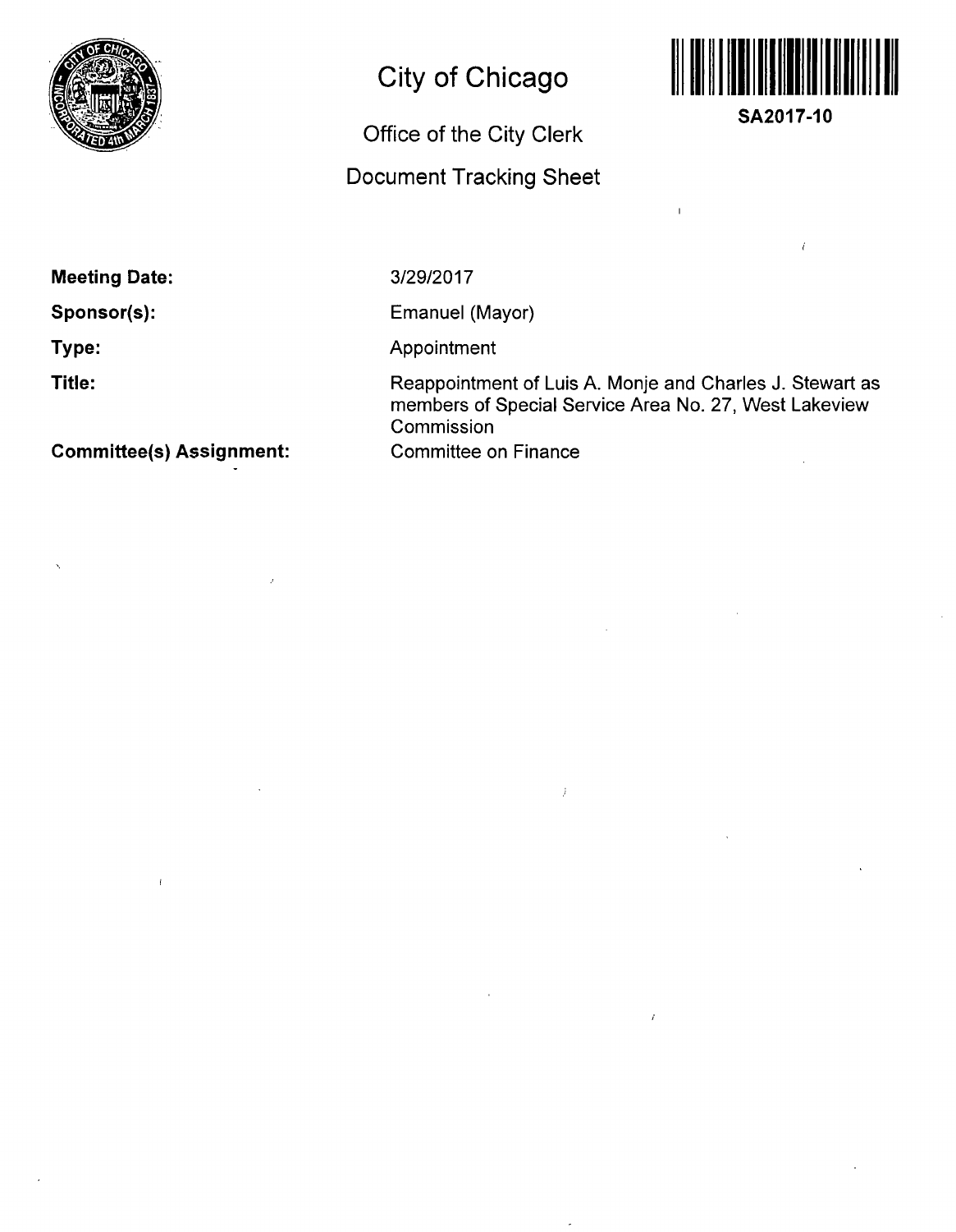# City of Chicago

## Office of the City Clerk

## Document Tracking Sheet

**SA2017-10**

**Meeting Date:** 3/29/2017

**Sponsor(s):** Emanuel (Mayor)

**Type:** Appointment

**Title:** Reappointment of Luis A. Monje and Charles J. Stewart as members of Special Service Area No. 27, West Lakeview Commission

**Committee(s) Assignment:** Committee on Finance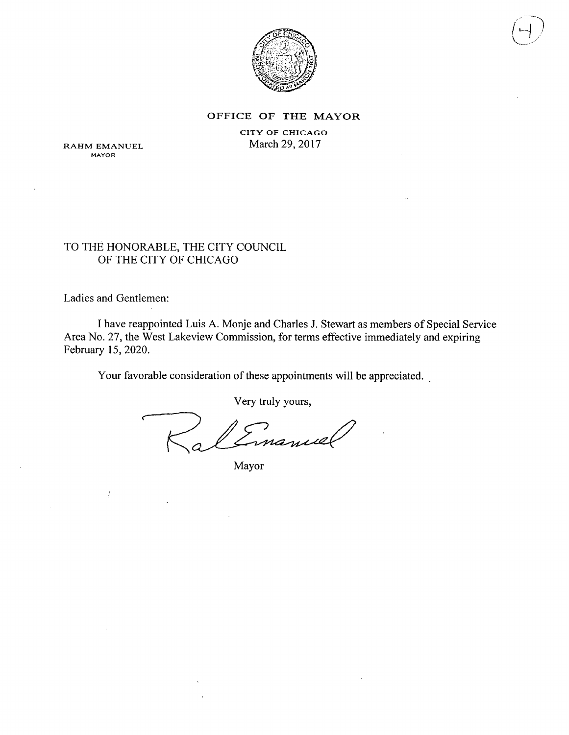# OFFICE OF THE MAYOR

CITY OF CHICAGO

RAHM EMANUEL
MAYOR

March 29, 2017

TO THE HONORABLE, THE CITY COUNCIL
OF THE CITY OF CHICAGO

Ladies and Gentlemen:

I have reappointed Luis A. Monje and Charles J. Stewart as members of Special Service Area No. 27, the West Lakeview Commission, for terms effective immediately and expiring February 15, 2020.

Your favorable consideration of these appointments will be appreciated.

Very truly yours,

Mayor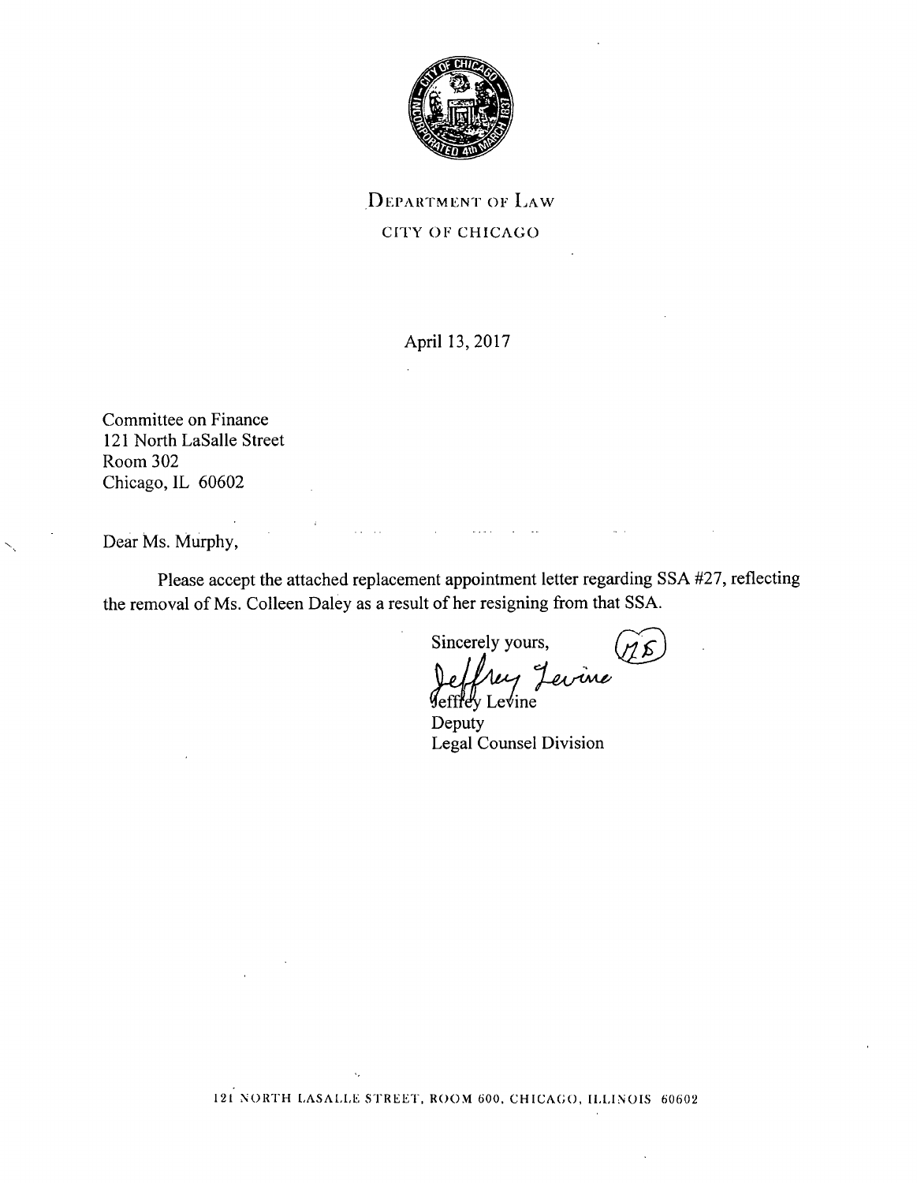DEPARTMENT OF LAW

CITY OF CHICAGO

April 13, 2017

Committee on Finance
121 North LaSalle Street
Room 302
Chicago, IL 60602

Dear Ms. Murphy,

Please accept the attached replacement appointment letter regarding SSA #27, reflecting the removal of Ms. Colleen Daley as a result of her resigning from that SSA.

Sincerely yours,

Jeffrey Levine
Deputy
Legal Counsel Division

121 NORTH LASALLE STREET, ROOM 600, CHICAGO, ILLINOIS 60602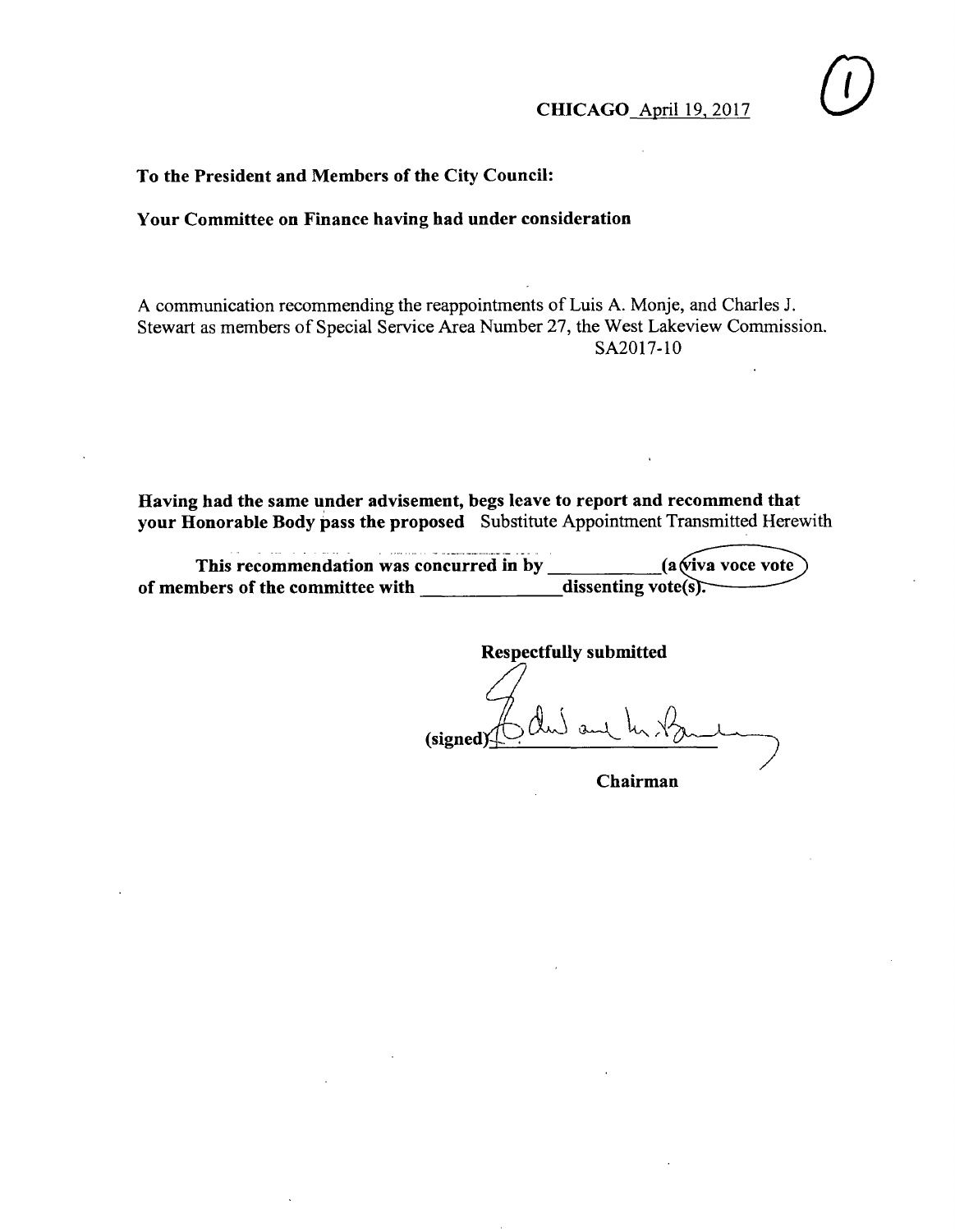**CHICAGO** April 19, 2017

**To the President and Members of the City Council:**

**Your Committee on Finance having had under consideration**

A communication recommending the reappointments of Luis A. Monje, and Charles J. Stewart as members of Special Service Area Number 27, the West Lakeview Commission.
SA2017-10

**Having had the same under advisement, begs leave to report and recommend that your Honorable Body pass the proposed** Substitute Appointment Transmitted Herewith

**This recommendation was concurred in by __________ (a viva voce vote of members of the committee with __________ dissenting vote(s).**

**Respectfully submitted**

(signed) ______________________

**Chairman**